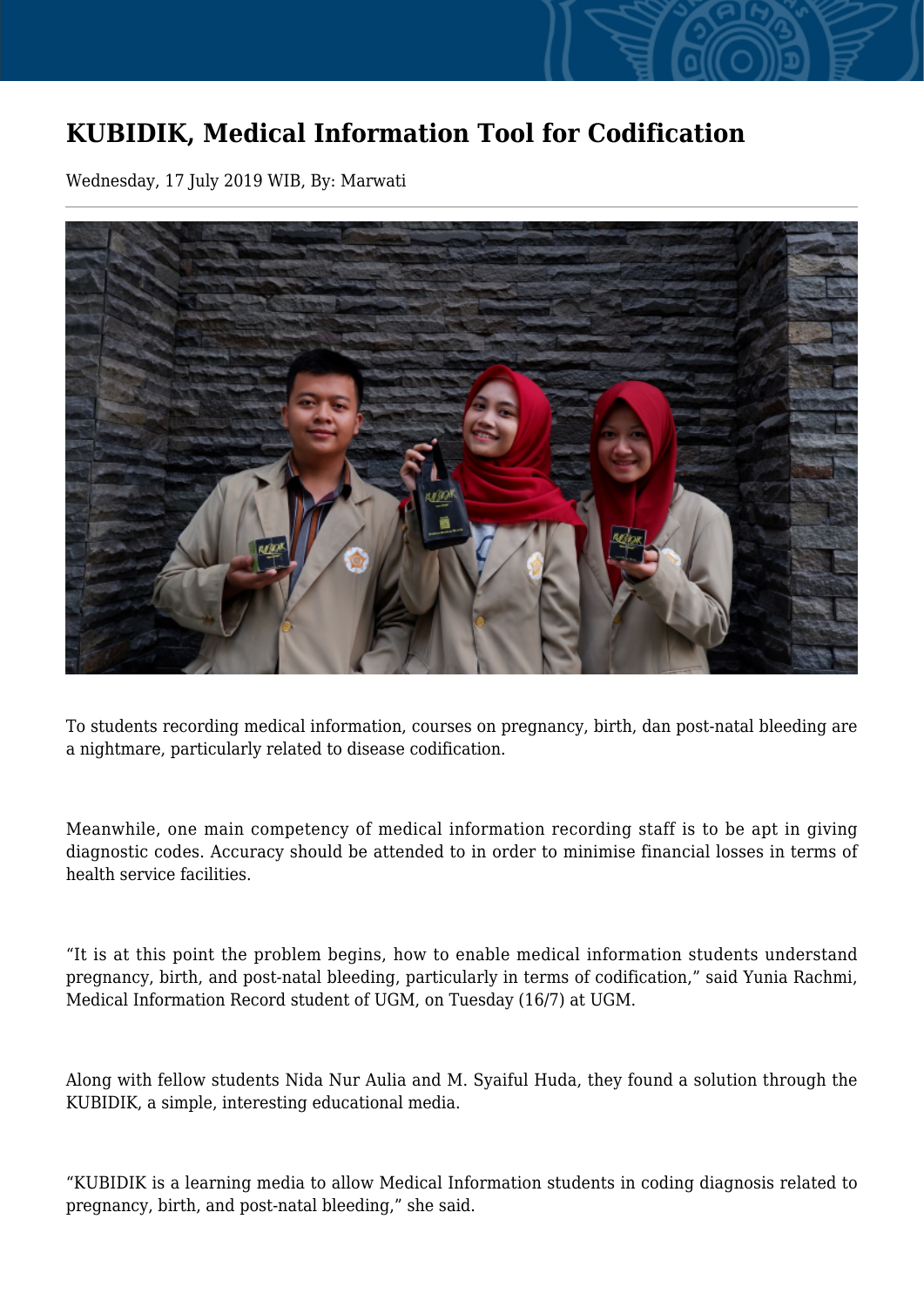# KUBIDIK, Medical Information Tool for Codification

Wednesday, 17 July 2019 WIB, By: Marwati

To students recording medical information, courses on pregnancy, birth, dan post-natal bleeding are a nightmare, particularly related to disease codification.

Meanwhile, one main competency of medical information recording staff is to be apt in giving diagnostic codes. Accuracy should be attended to in order to minimise financial losses in terms of health service facilities.

"It is at this point the problem begins, how to enable medical information students understand pregnancy, birth, and post-natal bleeding, particularly in terms of codification," said Yunia Rachmi, Medical Information Record student of UGM, on Tuesday (16/7) at UGM.

Along with fellow students Nida Nur Aulia and M. Syaiful Huda, they found a solution through the KUBIDIK, a simple, interesting educational media.

"KUBIDIK is a learning media to allow Medical Information students in coding diagnosis related to pregnancy, birth, and post-natal bleeding," she said.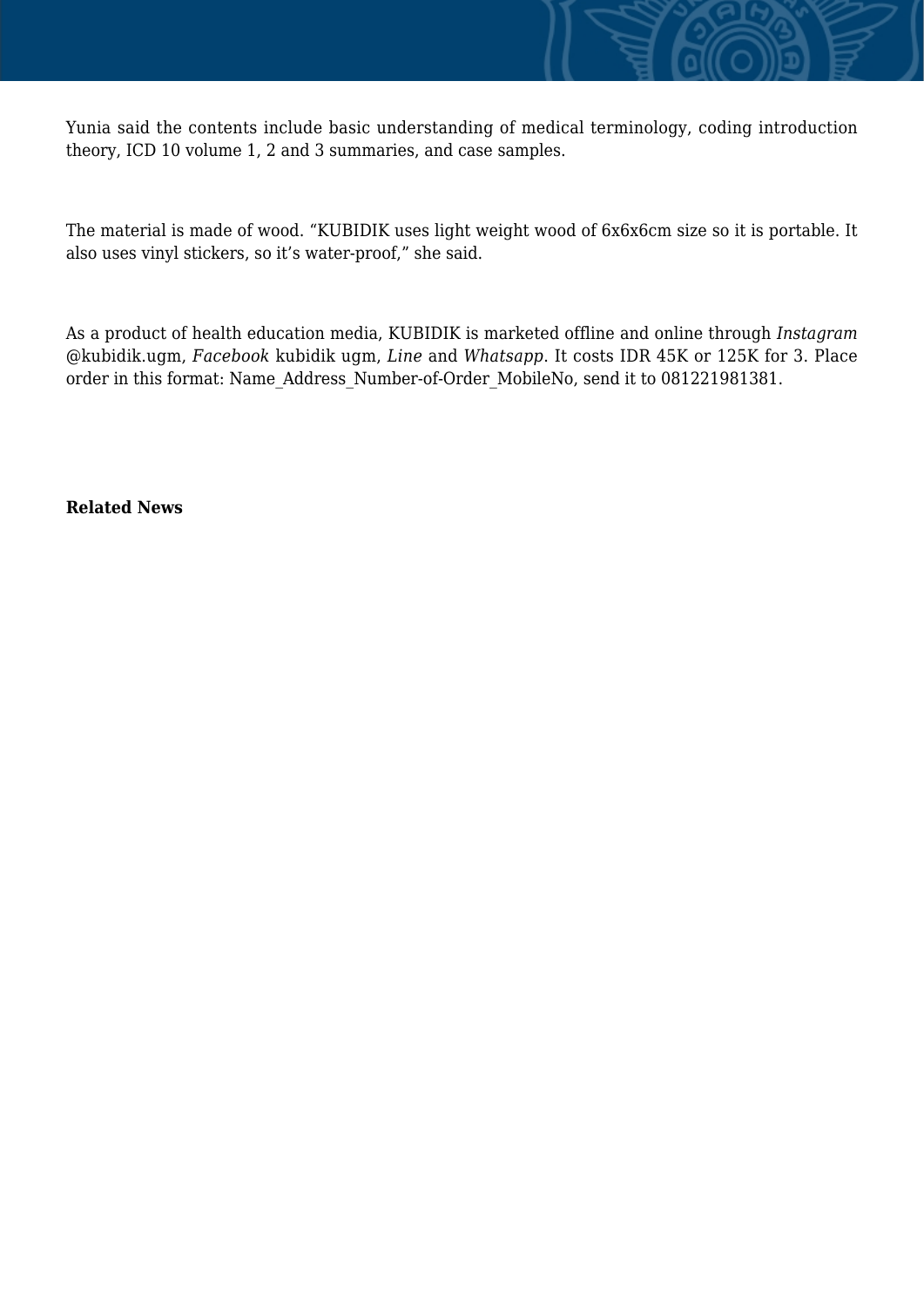Yunia said the contents include basic understanding of medical terminology, coding introduction theory, ICD 10 volume 1, 2 and 3 summaries, and case samples.

The material is made of wood. “KUBIDIK uses light weight wood of 6x6x6cm size so it is portable. It also uses vinyl stickers, so it’s water-proof,” she said.

As a product of health education media, KUBIDIK is marketed offline and online through *Instagram* @kubidik.ugm, *Facebook* kubidik ugm, *Line* and *Whatsapp*. It costs IDR 45K or 125K for 3. Place order in this format: Name_Address_Number-of-Order_MobileNo, send it to 081221981381.

**Related News**